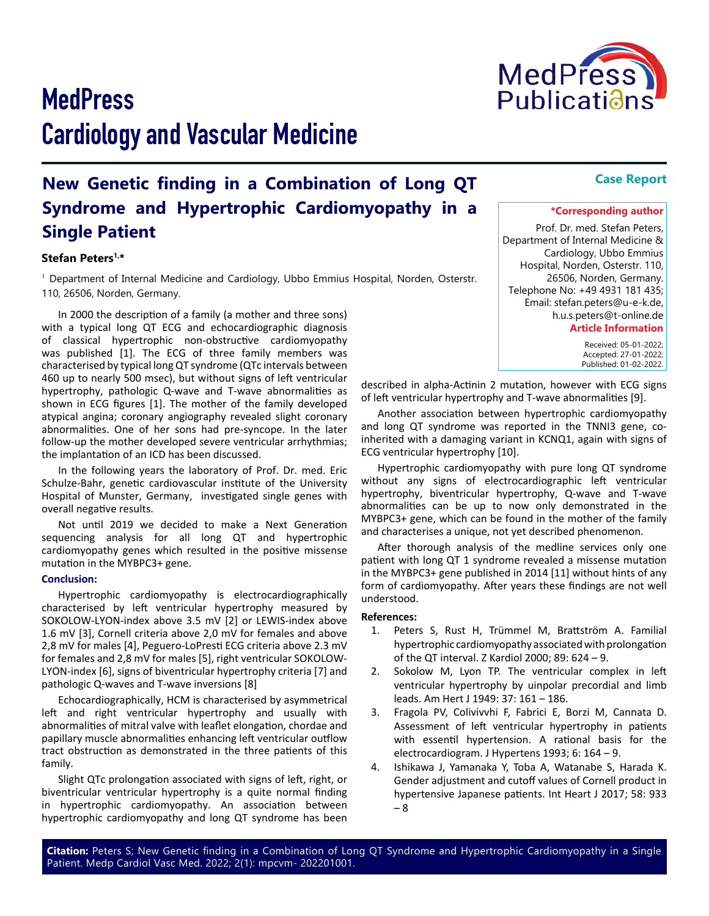# MedPress Cardiology and Vascular Medicine

**Case Report**

## New Genetic finding in a Combination of Long QT Syndrome and Hypertrophic Cardiomyopathy in a Single Patient

**Stefan Peters[1,*]**

[1] Department of Internal Medicine and Cardiology, Ubbo Emmius Hospital, Norden, Osterstr. 110, 26506, Norden, Germany.

**\*Corresponding author**

Prof. Dr. med. Stefan Peters, Department of Internal Medicine & Cardiology, Ubbo Emmius Hospital, Norden, Osterstr. 110, 26506, Norden, Germany. Telephone No: +49 4931 181 435; Email: stefan.peters@u-e-k.de, h.u.s.peters@t-online.de

**Article Information**

Received: 05-01-2022;
Accepted: 27-01-2022;
Published: 01-02-2022.

In 2000 the description of a family (a mother and three sons) with a typical long QT ECG and echocardiographic diagnosis of classical hypertrophic non-obstructive cardiomyopathy was published [1]. The ECG of three family members was characterised by typical long QT syndrome (QTc intervals between 460 up to nearly 500 msec), but without signs of left ventricular hypertrophy, pathologic Q-wave and T-wave abnormalities as shown in ECG figures [1]. The mother of the family developed atypical angina; coronary angiography revealed slight coronary abnormalities. One of her sons had pre-syncope. In the later follow-up the mother developed severe ventricular arrhythmias; the implantation of an ICD has been discussed.

In the following years the laboratory of Prof. Dr. med. Eric Schulze-Bahr, genetic cardiovascular institute of the University Hospital of Munster, Germany, investigated single genes with overall negative results.

Not until 2019 we decided to make a Next Generation sequencing analysis for all long QT and hypertrophic cardiomyopathy genes which resulted in the positive missense mutation in the MYBPC3+ gene.

### Conclusion:

Hypertrophic cardiomyopathy is electrocardiographically characterised by left ventricular hypertrophy measured by SOKOLOW-LYON-index above 3.5 mV [2] or LEWIS-index above 1.6 mV [3], Cornell criteria above 2,0 mV for females and above 2,8 mV for males [4], Peguero-LoPresti ECG criteria above 2.3 mV for females and 2,8 mV for males [5], right ventricular SOKOLOW-LYON-index [6], signs of biventricular hypertrophy criteria [7] and pathologic Q-waves and T-wave inversions [8]

Echocardiographically, HCM is characterised by asymmetrical left and right ventricular hypertrophy and usually with abnormalities of mitral valve with leaflet elongation, chordae and papillary muscle abnormalities enhancing left ventricular outflow tract obstruction as demonstrated in the three patients of this family.

Slight QTc prolongation associated with signs of left, right, or biventricular ventricular hypertrophy is a quite normal finding in hypertrophic cardiomyopathy. An association between hypertrophic cardiomyopathy and long QT syndrome has been described in alpha-Actinin 2 mutation, however with ECG signs of left ventricular hypertrophy and T-wave abnormalities [9].

Another association between hypertrophic cardiomyopathy and long QT syndrome was reported in the TNNI3 gene, co-inherited with a damaging variant in KCNQ1, again with signs of ECG ventricular hypertrophy [10].

Hypertrophic cardiomyopathy with pure long QT syndrome without any signs of electrocardiographic left ventricular hypertrophy, biventricular hypertrophy, Q-wave and T-wave abnormalities can be up to now only demonstrated in the MYBPC3+ gene, which can be found in the mother of the family and characterises a unique, not yet described phenomenon.

After thorough analysis of the medline services only one patient with long QT 1 syndrome revealed a missense mutation in the MYBPC3+ gene published in 2014 [11] without hints of any form of cardiomyopathy. After years these findings are not well understood.

### References:

1. Peters S, Rust H, Trümmel M, Brattström A. Familial hypertrophic cardiomyopathy associated with prolongation of the QT interval. Z Kardiol 2000; 89: 624 – 9.
2. Sokolow M, Lyon TP. The ventricular complex in left ventricular hypertrophy by uinpolar precordial and limb leads. Am Hert J 1949: 37: 161 – 186.
3. Fragola PV, Colivivvhi F, Fabrici E, Borzi M, Cannata D. Assessment of left ventricular hypertrophy in patients with essentil hypertension. A rational basis for the electrocardiogram. J Hypertens 1993; 6: 164 – 9.
4. Ishikawa J, Yamanaka Y, Toba A, Watanabe S, Harada K. Gender adjustment and cutoff values of Cornell product in hypertensive Japanese patients. Int Heart J 2017; 58: 933 – 8

**Citation:** Peters S; New Genetic finding in a Combination of Long QT Syndrome and Hypertrophic Cardiomyopathy in a Single Patient. Medp Cardiol Vasc Med. 2022; 2(1): mpcvm- 202201001.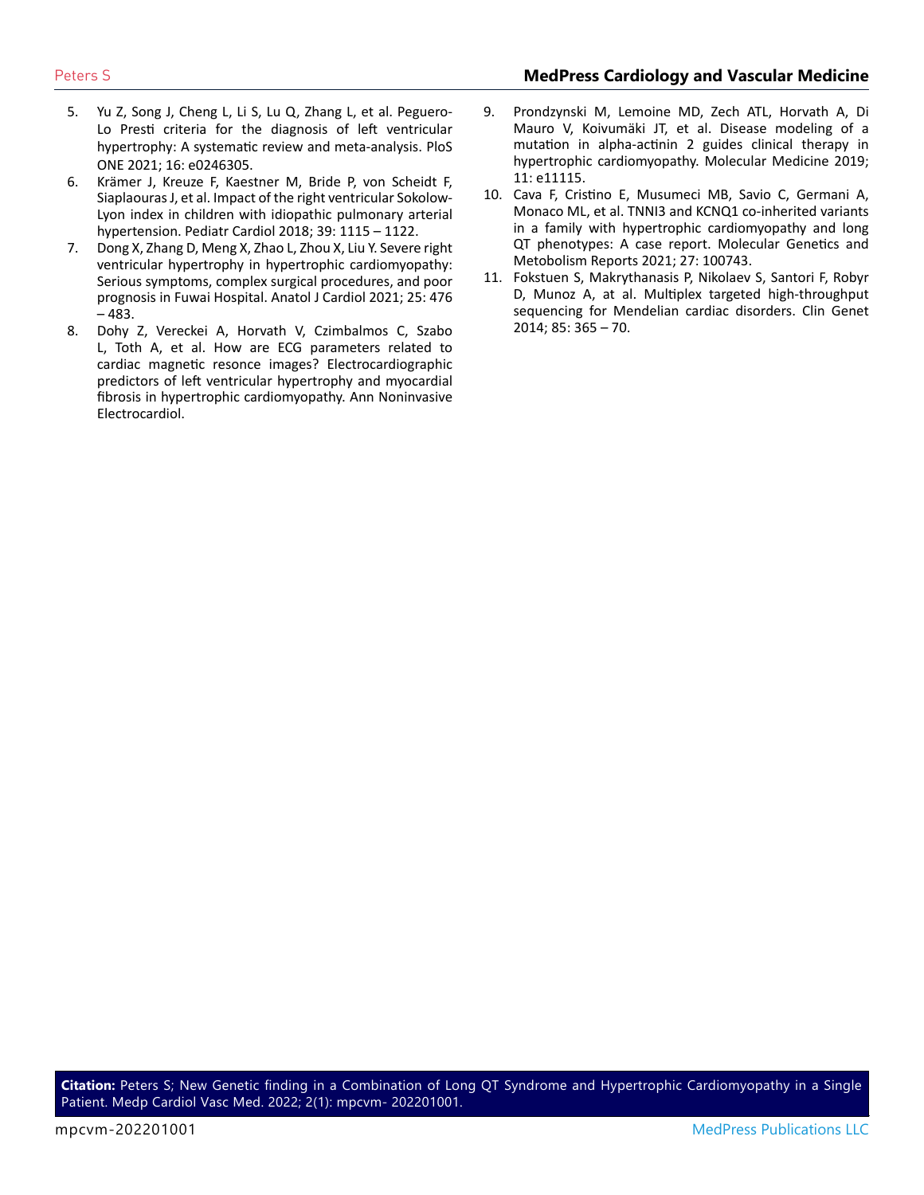5. Yu Z, Song J, Cheng L, Li S, Lu Q, Zhang L, et al. Peguero-Lo Presti criteria for the diagnosis of left ventricular hypertrophy: A systematic review and meta-analysis. PloS ONE 2021; 16: e0246305.
6. Krämer J, Kreuze F, Kaestner M, Bride P, von Scheidt F, Siaplaouras J, et al. Impact of the right ventricular Sokolow-Lyon index in children with idiopathic pulmonary arterial hypertension. Pediatr Cardiol 2018; 39: 1115 – 1122.
7. Dong X, Zhang D, Meng X, Zhao L, Zhou X, Liu Y. Severe right ventricular hypertrophy in hypertrophic cardiomyopathy: Serious symptoms, complex surgical procedures, and poor prognosis in Fuwai Hospital. Anatol J Cardiol 2021; 25: 476 – 483.
8. Dohy Z, Vereckei A, Horvath V, Czimbalmos C, Szabo L, Toth A, et al. How are ECG parameters related to cardiac magnetic resonce images? Electrocardiographic predictors of left ventricular hypertrophy and myocardial fibrosis in hypertrophic cardiomyopathy. Ann Noninvasive Electrocardiol.
9. Prondzynski M, Lemoine MD, Zech ATL, Horvath A, Di Mauro V, Koivumäki JT, et al. Disease modeling of a mutation in alpha-actinin 2 guides clinical therapy in hypertrophic cardiomyopathy. Molecular Medicine 2019; 11: e11115.
10. Cava F, Cristino E, Musumeci MB, Savio C, Germani A, Monaco ML, et al. TNNI3 and KCNQ1 co-inherited variants in a family with hypertrophic cardiomyopathy and long QT phenotypes: A case report. Molecular Genetics and Metobolism Reports 2021; 27: 100743.
11. Fokstuen S, Makrythanasis P, Nikolaev S, Santori F, Robyr D, Munoz A, at al. Multiplex targeted high-throughput sequencing for Mendelian cardiac disorders. Clin Genet 2014; 85: 365 – 70.

**Citation:** Peters S; New Genetic finding in a Combination of Long QT Syndrome and Hypertrophic Cardiomyopathy in a Single Patient. Medp Cardiol Vasc Med. 2022; 2(1): mpcvm- 202201001.